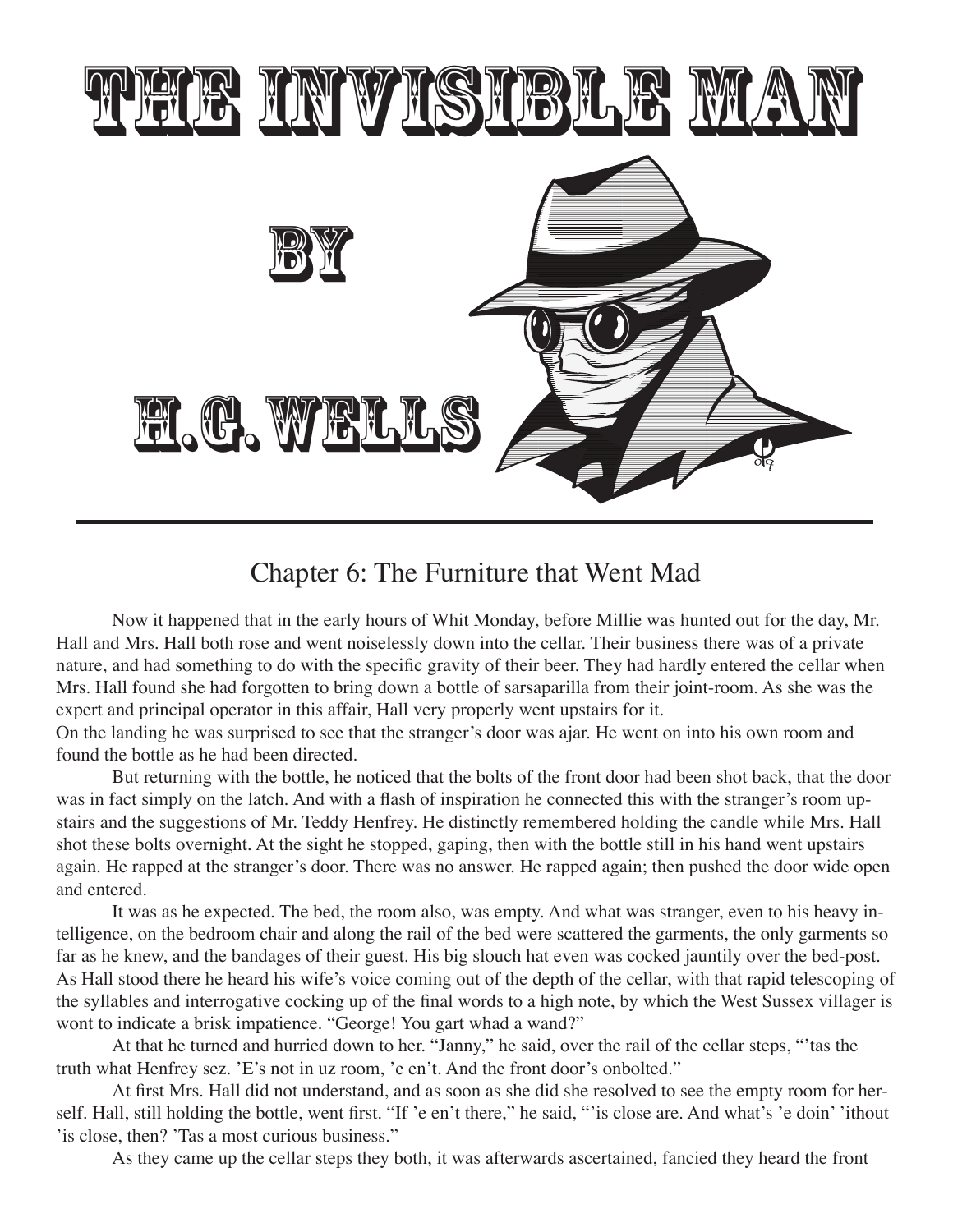# THE INVISIBLE MAN

BY

H.G. WELLS

## Chapter 6: The Furniture that Went Mad

Now it happened that in the early hours of Whit Monday, before Millie was hunted out for the day, Mr. Hall and Mrs. Hall both rose and went noiselessly down into the cellar. Their business there was of a private nature, and had something to do with the specific gravity of their beer. They had hardly entered the cellar when Mrs. Hall found she had forgotten to bring down a bottle of sarsaparilla from their joint-room. As she was the expert and principal operator in this affair, Hall very properly went upstairs for it.

On the landing he was surprised to see that the stranger's door was ajar. He went on into his own room and found the bottle as he had been directed.

But returning with the bottle, he noticed that the bolts of the front door had been shot back, that the door was in fact simply on the latch. And with a flash of inspiration he connected this with the stranger's room upstairs and the suggestions of Mr. Teddy Henfrey. He distinctly remembered holding the candle while Mrs. Hall shot these bolts overnight. At the sight he stopped, gaping, then with the bottle still in his hand went upstairs again. He rapped at the stranger's door. There was no answer. He rapped again; then pushed the door wide open and entered.

It was as he expected. The bed, the room also, was empty. And what was stranger, even to his heavy intelligence, on the bedroom chair and along the rail of the bed were scattered the garments, the only garments so far as he knew, and the bandages of their guest. His big slouch hat even was cocked jauntily over the bed-post. As Hall stood there he heard his wife's voice coming out of the depth of the cellar, with that rapid telescoping of the syllables and interrogative cocking up of the final words to a high note, by which the West Sussex villager is wont to indicate a brisk impatience. "George! You gart whad a wand?"

At that he turned and hurried down to her. "Janny," he said, over the rail of the cellar steps, "'tas the truth what Henfrey sez. 'E's not in uz room, 'e en't. And the front door's onbolted."

At first Mrs. Hall did not understand, and as soon as she did she resolved to see the empty room for herself. Hall, still holding the bottle, went first. "If 'e en't there," he said, "'is close are. And what's 'e doin' 'ithout 'is close, then? 'Tas a most curious business."

As they came up the cellar steps they both, it was afterwards ascertained, fancied they heard the front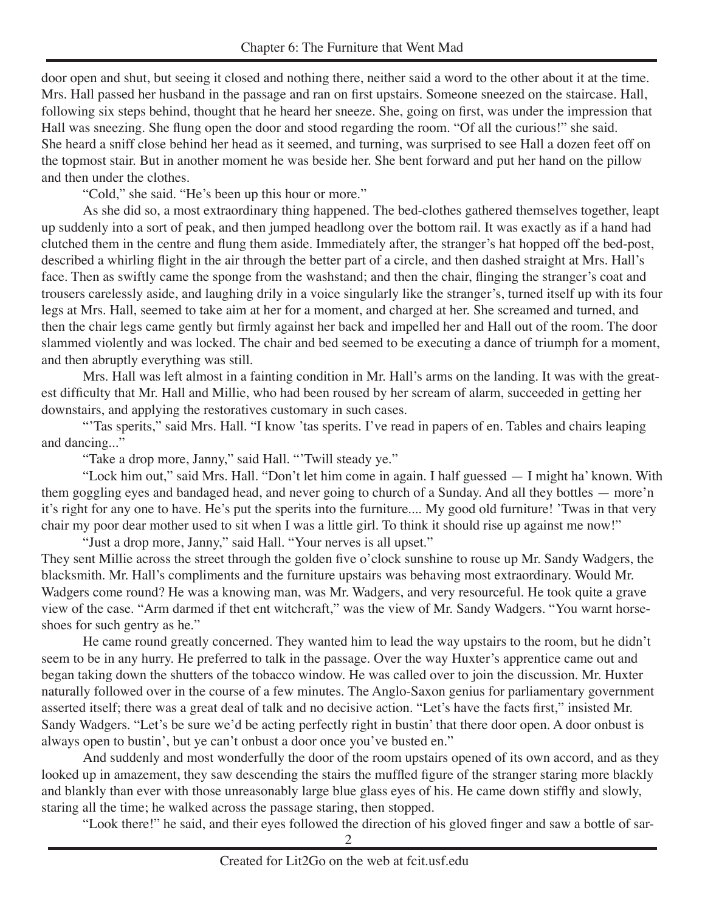door open and shut, but seeing it closed and nothing there, neither said a word to the other about it at the time. Mrs. Hall passed her husband in the passage and ran on first upstairs. Someone sneezed on the staircase. Hall, following six steps behind, thought that he heard her sneeze. She, going on first, was under the impression that Hall was sneezing. She flung open the door and stood regarding the room. "Of all the curious!" she said. She heard a sniff close behind her head as it seemed, and turning, was surprised to see Hall a dozen feet off on the topmost stair. But in another moment he was beside her. She bent forward and put her hand on the pillow and then under the clothes.

"Cold," she said. "He's been up this hour or more."

As she did so, a most extraordinary thing happened. The bed-clothes gathered themselves together, leapt up suddenly into a sort of peak, and then jumped headlong over the bottom rail. It was exactly as if a hand had clutched them in the centre and flung them aside. Immediately after, the stranger's hat hopped off the bed-post, described a whirling flight in the air through the better part of a circle, and then dashed straight at Mrs. Hall's face. Then as swiftly came the sponge from the washstand; and then the chair, flinging the stranger's coat and trousers carelessly aside, and laughing drily in a voice singularly like the stranger's, turned itself up with its four legs at Mrs. Hall, seemed to take aim at her for a moment, and charged at her. She screamed and turned, and then the chair legs came gently but firmly against her back and impelled her and Hall out of the room. The door slammed violently and was locked. The chair and bed seemed to be executing a dance of triumph for a moment, and then abruptly everything was still.

Mrs. Hall was left almost in a fainting condition in Mr. Hall's arms on the landing. It was with the greatest difficulty that Mr. Hall and Millie, who had been roused by her scream of alarm, succeeded in getting her downstairs, and applying the restoratives customary in such cases.

"'Tas sperits," said Mrs. Hall. "I know 'tas sperits. I've read in papers of en. Tables and chairs leaping and dancing..."

"Take a drop more, Janny," said Hall. "'Twill steady ye."

"Lock him out," said Mrs. Hall. "Don't let him come in again. I half guessed — I might ha' known. With them goggling eyes and bandaged head, and never going to church of a Sunday. And all they bottles — more'n it's right for any one to have. He's put the sperits into the furniture.... My good old furniture! 'Twas in that very chair my poor dear mother used to sit when I was a little girl. To think it should rise up against me now!"

"Just a drop more, Janny," said Hall. "Your nerves is all upset."

They sent Millie across the street through the golden five o'clock sunshine to rouse up Mr. Sandy Wadgers, the blacksmith. Mr. Hall's compliments and the furniture upstairs was behaving most extraordinary. Would Mr. Wadgers come round? He was a knowing man, was Mr. Wadgers, and very resourceful. He took quite a grave view of the case. "Arm darmed if thet ent witchcraft," was the view of Mr. Sandy Wadgers. "You warnt horseshoes for such gentry as he."

He came round greatly concerned. They wanted him to lead the way upstairs to the room, but he didn't seem to be in any hurry. He preferred to talk in the passage. Over the way Huxter's apprentice came out and began taking down the shutters of the tobacco window. He was called over to join the discussion. Mr. Huxter naturally followed over in the course of a few minutes. The Anglo-Saxon genius for parliamentary government asserted itself; there was a great deal of talk and no decisive action. "Let's have the facts first," insisted Mr. Sandy Wadgers. "Let's be sure we'd be acting perfectly right in bustin' that there door open. A door onbust is always open to bustin', but ye can't onbust a door once you've busted en."

And suddenly and most wonderfully the door of the room upstairs opened of its own accord, and as they looked up in amazement, they saw descending the stairs the muffled figure of the stranger staring more blackly and blankly than ever with those unreasonably large blue glass eyes of his. He came down stiffly and slowly, staring all the time; he walked across the passage staring, then stopped.

"Look there!" he said, and their eyes followed the direction of his gloved finger and saw a bottle of sar-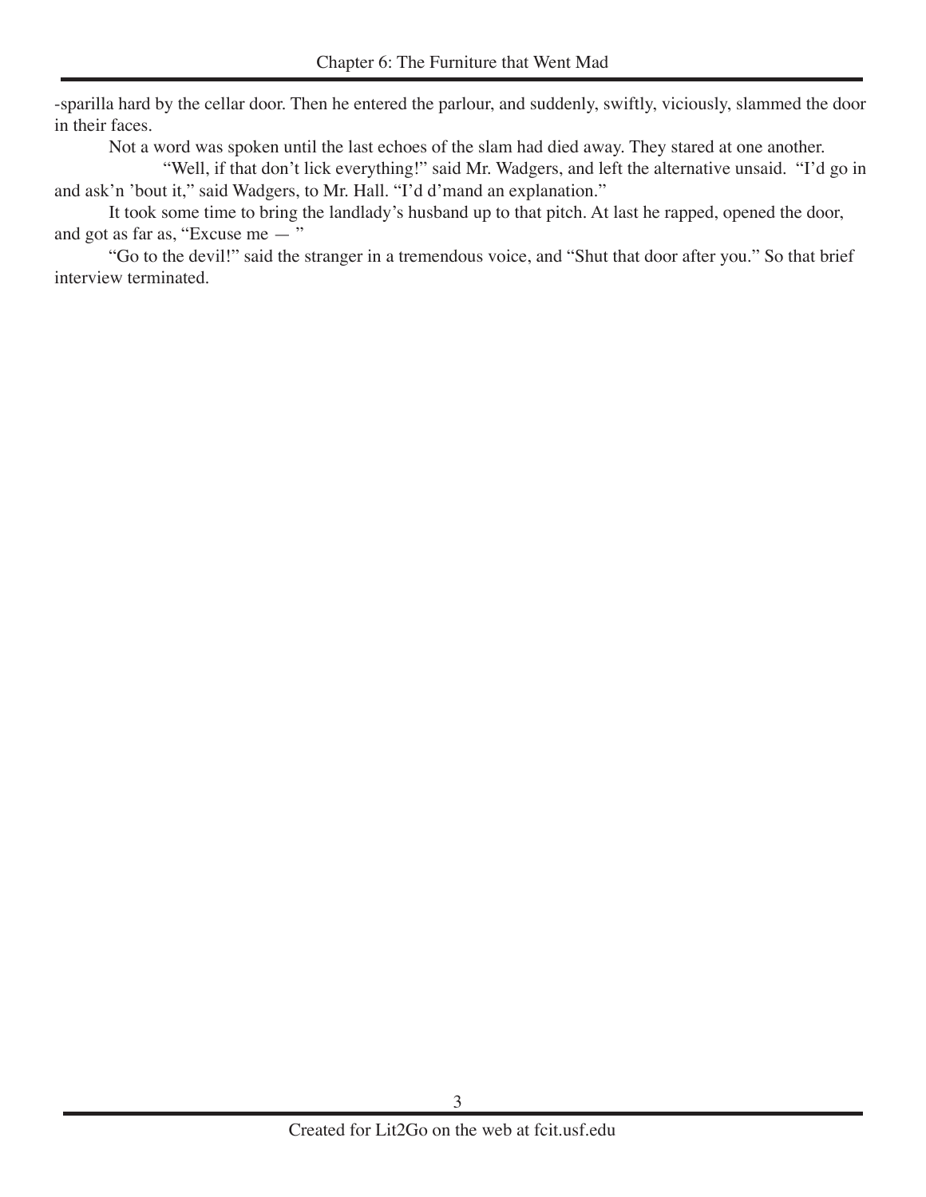-sparilla hard by the cellar door. Then he entered the parlour, and suddenly, swiftly, viciously, slammed the door in their faces.

Not a word was spoken until the last echoes of the slam had died away. They stared at one another.

"Well, if that don't lick everything!" said Mr. Wadgers, and left the alternative unsaid. "I'd go in and ask'n 'bout it," said Wadgers, to Mr. Hall. "I'd d'mand an explanation."

It took some time to bring the landlady's husband up to that pitch. At last he rapped, opened the door, and got as far as, "Excuse me — "

"Go to the devil!" said the stranger in a tremendous voice, and "Shut that door after you." So that brief interview terminated.